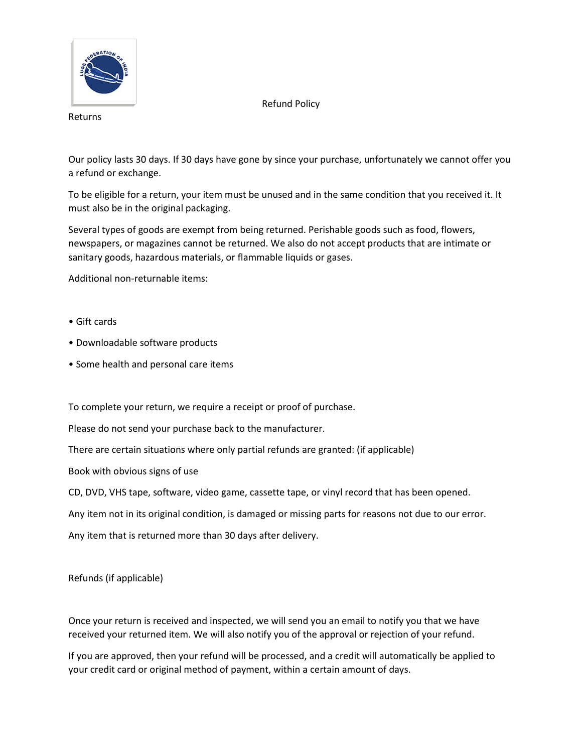# Refund Policy

## Returns

Our policy lasts 30 days. If 30 days have gone by since your purchase, unfortunately we cannot offer you a refund or exchange.

To be eligible for a return, your item must be unused and in the same condition that you received it. It must also be in the original packaging.

Several types of goods are exempt from being returned. Perishable goods such as food, flowers, newspapers, or magazines cannot be returned. We also do not accept products that are intimate or sanitary goods, hazardous materials, or flammable liquids or gases.

Additional non-returnable items:

- Gift cards
- Downloadable software products
- Some health and personal care items

To complete your return, we require a receipt or proof of purchase.

Please do not send your purchase back to the manufacturer.

There are certain situations where only partial refunds are granted: (if applicable)

Book with obvious signs of use

CD, DVD, VHS tape, software, video game, cassette tape, or vinyl record that has been opened.

Any item not in its original condition, is damaged or missing parts for reasons not due to our error.

Any item that is returned more than 30 days after delivery.

## Refunds (if applicable)

Once your return is received and inspected, we will send you an email to notify you that we have received your returned item. We will also notify you of the approval or rejection of your refund.

If you are approved, then your refund will be processed, and a credit will automatically be applied to your credit card or original method of payment, within a certain amount of days.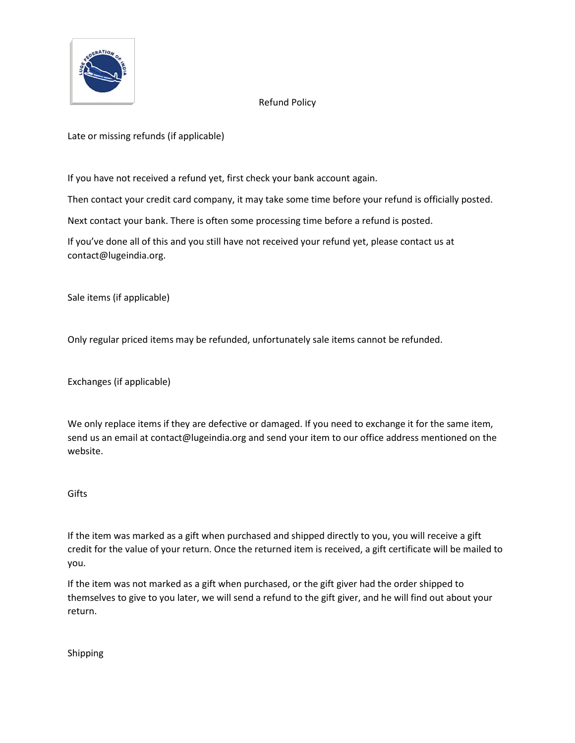# Refund Policy

## Late or missing refunds (if applicable)

If you have not received a refund yet, first check your bank account again.

Then contact your credit card company, it may take some time before your refund is officially posted.

Next contact your bank. There is often some processing time before a refund is posted.

If you've done all of this and you still have not received your refund yet, please contact us at contact@lugeindia.org.

## Sale items (if applicable)

Only regular priced items may be refunded, unfortunately sale items cannot be refunded.

## Exchanges (if applicable)

We only replace items if they are defective or damaged. If you need to exchange it for the same item, send us an email at contact@lugeindia.org and send your item to our office address mentioned on the website.

## Gifts

If the item was marked as a gift when purchased and shipped directly to you, you will receive a gift credit for the value of your return. Once the returned item is received, a gift certificate will be mailed to you.

If the item was not marked as a gift when purchased, or the gift giver had the order shipped to themselves to give to you later, we will send a refund to the gift giver, and he will find out about your return.

## Shipping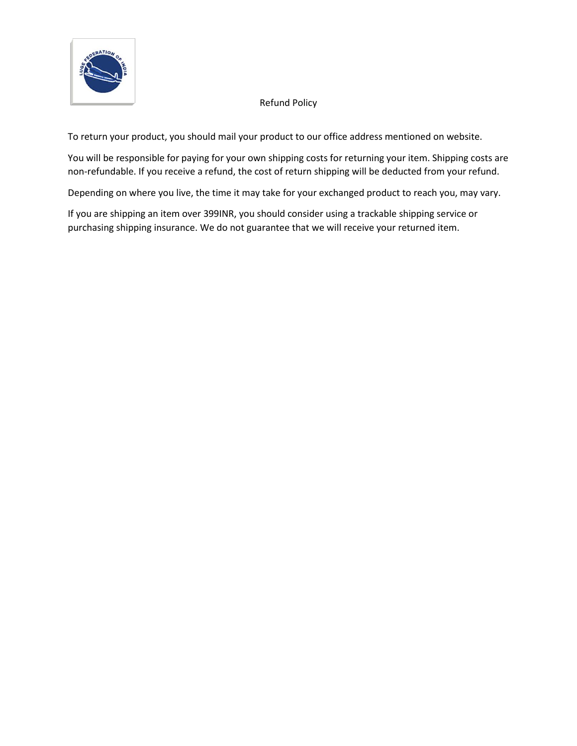# Refund Policy

To return your product, you should mail your product to our office address mentioned on website.

You will be responsible for paying for your own shipping costs for returning your item. Shipping costs are non-refundable. If you receive a refund, the cost of return shipping will be deducted from your refund.

Depending on where you live, the time it may take for your exchanged product to reach you, may vary.

If you are shipping an item over 399INR, you should consider using a trackable shipping service or purchasing shipping insurance. We do not guarantee that we will receive your returned item.